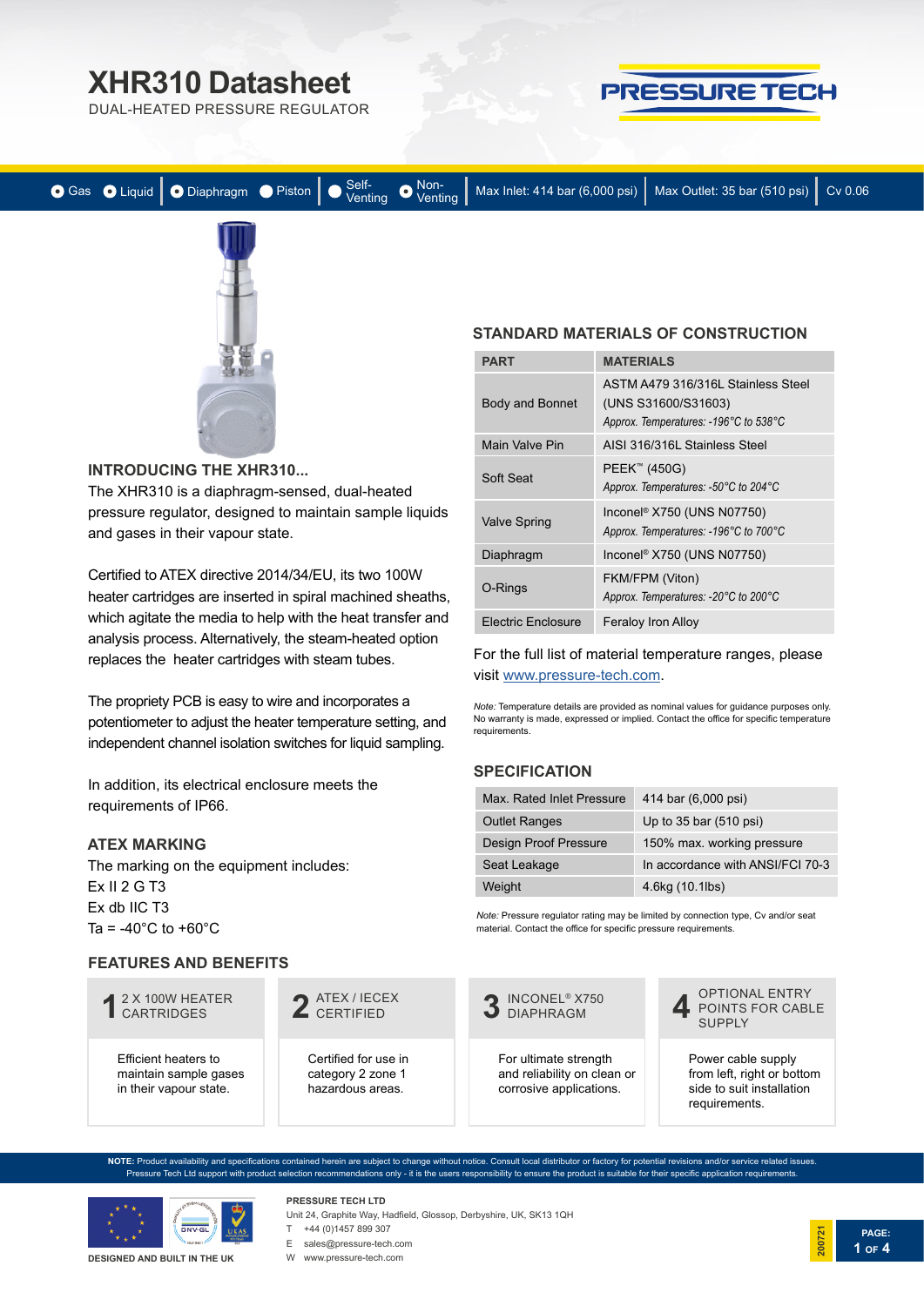# XHR310 Datasheet

DUAL-HEATED PRESSURE REGULATOR

Gas | Liquid | Diaphragm | Piston | Self-Venting | Non-Venting | Max Inlet: 414 bar (6,000 psi) | Max Outlet: 35 bar (510 psi) | Cv 0.06

## INTRODUCING THE XHR310...

The XHR310 is a diaphragm-sensed, dual-heated pressure regulator, designed to maintain sample liquids and gases in their vapour state.

Certified to ATEX directive 2014/34/EU, its two 100W heater cartridges are inserted in spiral machined sheaths, which agitate the media to help with the heat transfer and analysis process. Alternatively, the steam-heated option replaces the heater cartridges with steam tubes.

The propriety PCB is easy to wire and incorporates a potentiometer to adjust the heater temperature setting, and independent channel isolation switches for liquid sampling.

In addition, its electrical enclosure meets the requirements of IP66.

## ATEX MARKING

The marking on the equipment includes:

Ex II 2 G T3
Ex db IIC T3
Ta = -40°C to +60°C

## STANDARD MATERIALS OF CONSTRUCTION

| PART | MATERIALS |
|---|---|
| Body and Bonnet | ASTM A479 316/316L Stainless Steel (UNS S31600/S31603) *Approx. Temperatures: -196°C to 538°C* |
| Main Valve Pin | AISI 316/316L Stainless Steel |
| Soft Seat | PEEK™ (450G) *Approx. Temperatures: -50°C to 204°C* |
| Valve Spring | Inconel® X750 (UNS N07750) *Approx. Temperatures: -196°C to 700°C* |
| Diaphragm | Inconel® X750 (UNS N07750) |
| O-Rings | FKM/FPM (Viton) *Approx. Temperatures: -20°C to 200°C* |
| Electric Enclosure | Feraloy Iron Alloy |

For the full list of material temperature ranges, please visit www.pressure-tech.com.

*Note:* Temperature details are provided as nominal values for guidance purposes only. No warranty is made, expressed or implied. Contact the office for specific temperature requirements.

## SPECIFICATION

| | |
|---|---|
| Max. Rated Inlet Pressure | 414 bar (6,000 psi) |
| Outlet Ranges | Up to 35 bar (510 psi) |
| Design Proof Pressure | 150% max. working pressure |
| Seat Leakage | In accordance with ANSI/FCI 70-3 |
| Weight | 4.6kg (10.1lbs) |

*Note:* Pressure regulator rating may be limited by connection type, Cv and/or seat material. Contact the office for specific pressure requirements.

## FEATURES AND BENEFITS

**1 — 2 X 100W HEATER CARTRIDGES**
Efficient heaters to maintain sample gases in their vapour state.

**2 — ATEX / IECEX CERTIFIED**
Certified for use in category 2 zone 1 hazardous areas.

**3 — INCONEL® X750 DIAPHRAGM**
For ultimate strength and reliability on clean or corrosive applications.

**4 — OPTIONAL ENTRY POINTS FOR CABLE SUPPLY**
Power cable supply from left, right or bottom side to suit installation requirements.

**NOTE:** Product availability and specifications contained herein are subject to change without notice. Consult local distributor or factory for potential revisions and/or service related issues. Pressure Tech Ltd support with product selection recommendations only - it is the users responsibility to ensure the product is suitable for their specific application requirements.

DESIGNED AND BUILT IN THE UK

**PRESSURE TECH LTD**
Unit 24, Graphite Way, Hadfield, Glossop, Derbyshire, UK, SK13 1QH
T +44 (0)1457 899 307
E sales@pressure-tech.com
W www.pressure-tech.com

200721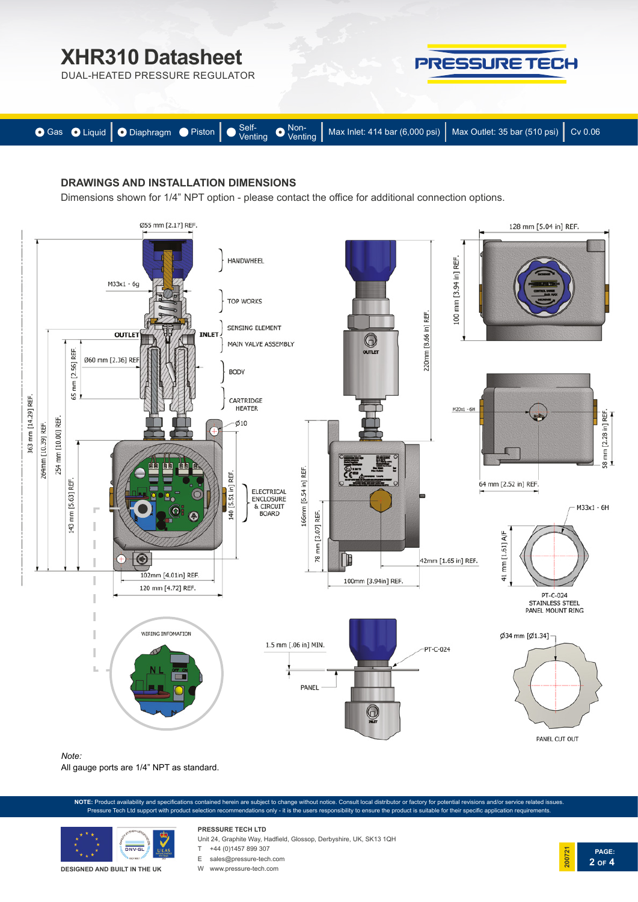# XHR310 Datasheet

DUAL-HEATED PRESSURE REGULATOR

Gas | Liquid | Diaphragm | Piston | Self-Venting | Non-Venting | Max Inlet: 414 bar (6,000 psi) | Max Outlet: 35 bar (510 psi) | Cv 0.06

## DRAWINGS AND INSTALLATION DIMENSIONS

Dimensions shown for 1/4" NPT option - please contact the office for additional connection options.

Ø55 mm [2.17] REF.

M33x1 - 6g

HANDWHEEL

TOP WORKS

SENSING ELEMENT

MAIN VALVE ASSEMBLY

OUTLET

INLET

Ø60 mm [2.36] REF.

BODY

CARTRIDGE HEATER

Ø10

ELECTRICAL ENCLOSURE & CIRCUIT BOARD

363 mm [14.29] REF.

264mm [10.39] REF.

254 mm [10.00] REF.

65 mm [2.56] REF.

143 mm [5.63] REF.

140 [5.51 in] REF.

102mm [4.01in] REF.

120 mm [4.72] REF.

WIRING INFOMATION

220mm [8.66 in] REF.

166mm [6.54 in] REF.

78 mm [3.07] REF.

42mm [1.65 in] REF.

100mm [3.94in] REF.

128 mm [5.04 in] REF.

100 mm [3.94 in] REF.

M20x1 - 6H

58 mm [2.28 in] REF.

64 mm [2.52 in] REF.

M33x1 - 6H

41 mm [1.61] A/F

PT-C-024 STAINLESS STEEL PANEL MOUNT RING

1.5 mm [.06 in] MIN.

PT-C-024

PANEL

Ø34 mm [Ø1.34]

PANEL CUT OUT

*Note:*

All gauge ports are 1/4" NPT as standard.

**NOTE:** Product availability and specifications contained herein are subject to change without notice. Consult local distributor or factory for potential revisions and/or service related issues. Pressure Tech Ltd support with product selection recommendations only - it is the users responsibility to ensure the product is suitable for their specific application requirements.

DESIGNED AND BUILT IN THE UK

**PRESSURE TECH LTD**
Unit 24, Graphite Way, Hadfield, Glossop, Derbyshire, UK, SK13 1QH
T +44 (0)1457 899 307
E sales@pressure-tech.com
W www.pressure-tech.com

200721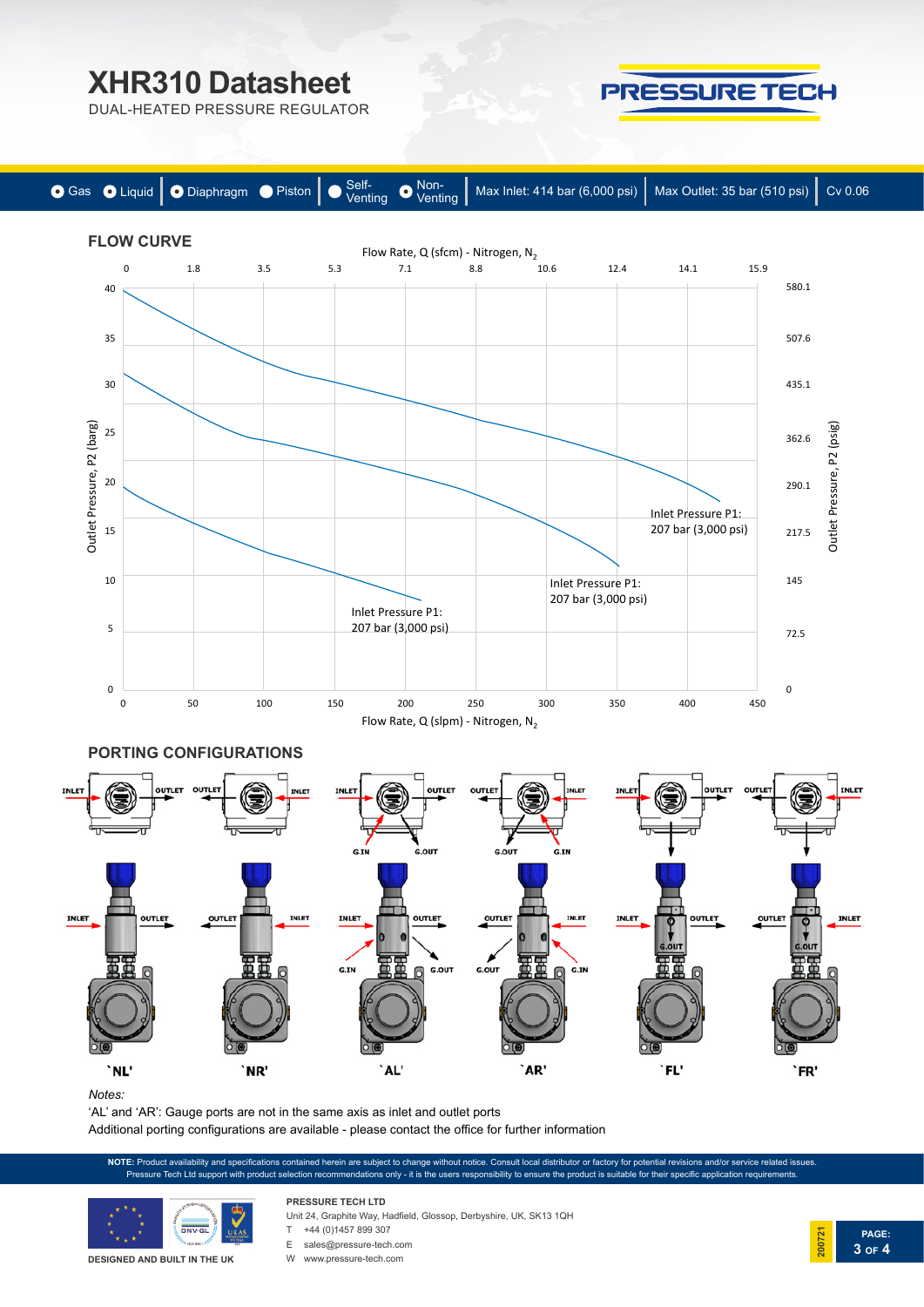# XHR310 Datasheet

DUAL-HEATED PRESSURE REGULATOR

PRESSURE TECH

● Gas ● Liquid | ● Diaphragm ● Piston | ● Self-Venting ● Non-Venting | Max Inlet: 414 bar (6,000 psi) | Max Outlet: 35 bar (510 psi) | Cv 0.06

## FLOW CURVE

Flow Rate, Q (sfcm) - Nitrogen, $N_2$

0, 1.8, 3.5, 5.3, 7.1, 8.8, 10.6, 12.4, 14.1, 15.9

Outlet Pressure, P2 (barg): 0, 5, 10, 15, 20, 25, 30, 35, 40

Outlet Pressure, P2 (psig): 0, 72.5, 145, 217.5, 290.1, 362.6, 435.1, 507.6, 580.1

Inlet Pressure P1: 207 bar (3,000 psi)

Inlet Pressure P1: 207 bar (3,000 psi)

Inlet Pressure P1: 207 bar (3,000 psi)

Flow Rate, Q (slpm) - Nitrogen, $N_2$

0, 50, 100, 150, 200, 250, 300, 350, 400, 450

## PORTING CONFIGURATIONS

INLET, OUTLET, G.IN, G.OUT

'NL' 'NR' 'AL' 'AR' 'FL' 'FR'

*Notes:*

'AL' and 'AR': Gauge ports are not in the same axis as inlet and outlet ports

Additional porting configurations are available - please contact the office for further information

**NOTE:** Product availability and specifications contained herein are subject to change without notice. Consult local distributor or factory for potential revisions and/or service related issues. Pressure Tech Ltd support with product selection recommendations only - it is the users responsibility to ensure the product is suitable for their specific application requirements.

DESIGNED AND BUILT IN THE UK

**PRESSURE TECH LTD**

Unit 24, Graphite Way, Hadfield, Glossop, Derbyshire, UK, SK13 1QH

T +44 (0)1457 899 307

E sales@pressure-tech.com

W www.pressure-tech.com

200721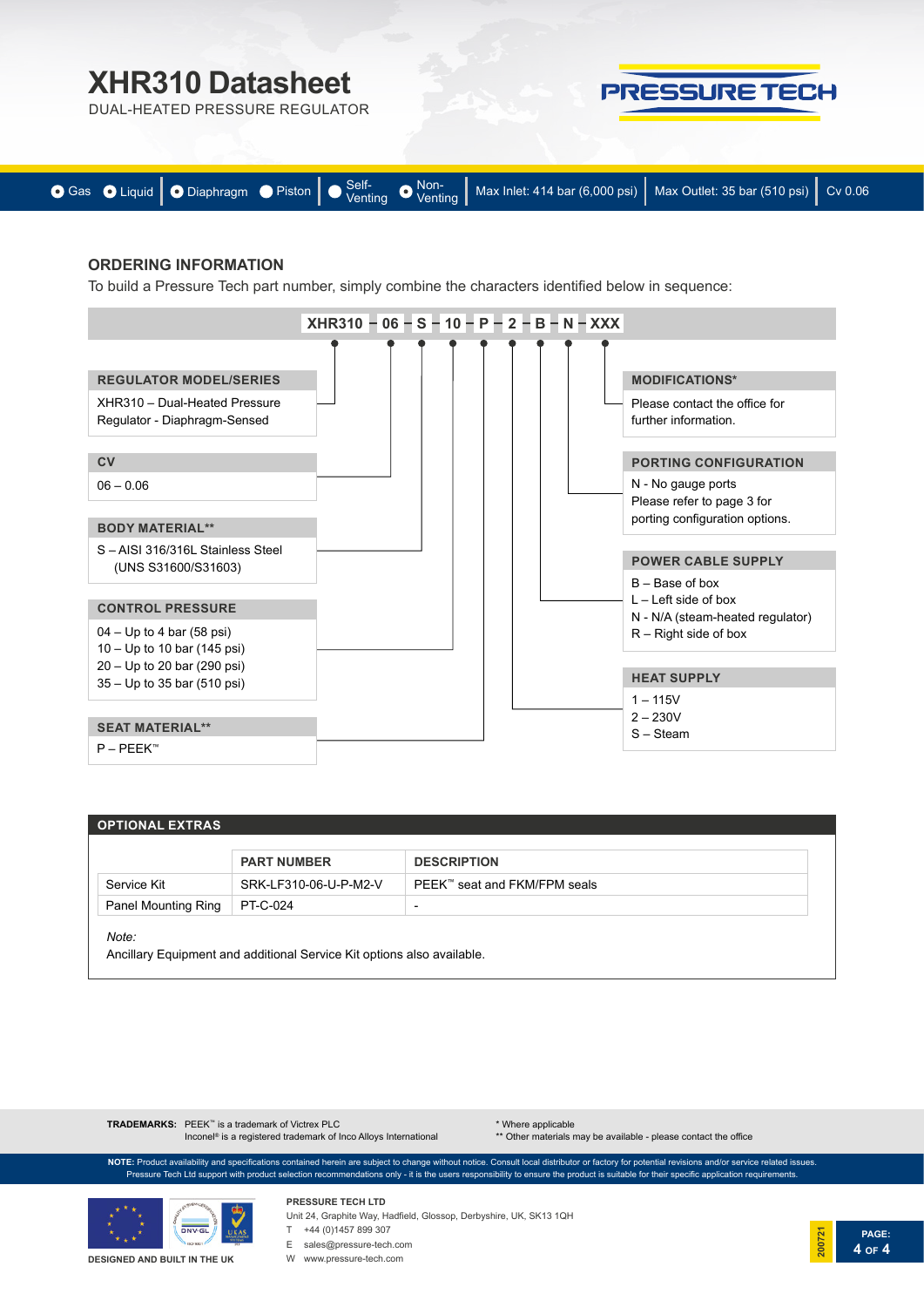# XHR310 Datasheet

DUAL-HEATED PRESSURE REGULATOR

Gas | Liquid | Diaphragm | Piston | Self-Venting | Non-Venting | Max Inlet: 414 bar (6,000 psi) | Max Outlet: 35 bar (510 psi) | Cv 0.06

## ORDERING INFORMATION

To build a Pressure Tech part number, simply combine the characters identified below in sequence:

**XHR310 - 06 - S - 10 - P - 2 - B - N - XXX**

### REGULATOR MODEL/SERIES

XHR310 – Dual-Heated Pressure Regulator - Diaphragm-Sensed

### CV

06 – 0.06

### BODY MATERIAL**

S – AISI 316/316L Stainless Steel (UNS S31600/S31603)

### CONTROL PRESSURE

04 – Up to 4 bar (58 psi)
10 – Up to 10 bar (145 psi)
20 – Up to 20 bar (290 psi)
35 – Up to 35 bar (510 psi)

### SEAT MATERIAL**

P – PEEK™

### HEAT SUPPLY

1 – 115V
2 – 230V
S – Steam

### POWER CABLE SUPPLY

B – Base of box
L – Left side of box
N - N/A (steam-heated regulator)
R – Right side of box

### PORTING CONFIGURATION

N - No gauge ports
Please refer to page 3 for porting configuration options.

### MODIFICATIONS*

Please contact the office for further information.

## OPTIONAL EXTRAS

| | PART NUMBER | DESCRIPTION |
|---|---|---|
| Service Kit | SRK-LF310-06-U-P-M2-V | PEEK™ seat and FKM/FPM seals |
| Panel Mounting Ring | PT-C-024 | - |

*Note:*
Ancillary Equipment and additional Service Kit options also available.

**TRADEMARKS:** PEEK™ is a trademark of Victrex PLC
Inconel® is a registered trademark of Inco Alloys International

\* Where applicable
\** Other materials may be available - please contact the office

**NOTE:** Product availability and specifications contained herein are subject to change without notice. Consult local distributor or factory for potential revisions and/or service related issues. Pressure Tech Ltd support with product selection recommendations only - it is the users responsibility to ensure the product is suitable for their specific application requirements.

DESIGNED AND BUILT IN THE UK

**PRESSURE TECH LTD**
Unit 24, Graphite Way, Hadfield, Glossop, Derbyshire, UK, SK13 1QH
T +44 (0)1457 899 307
E sales@pressure-tech.com
W www.pressure-tech.com

200721